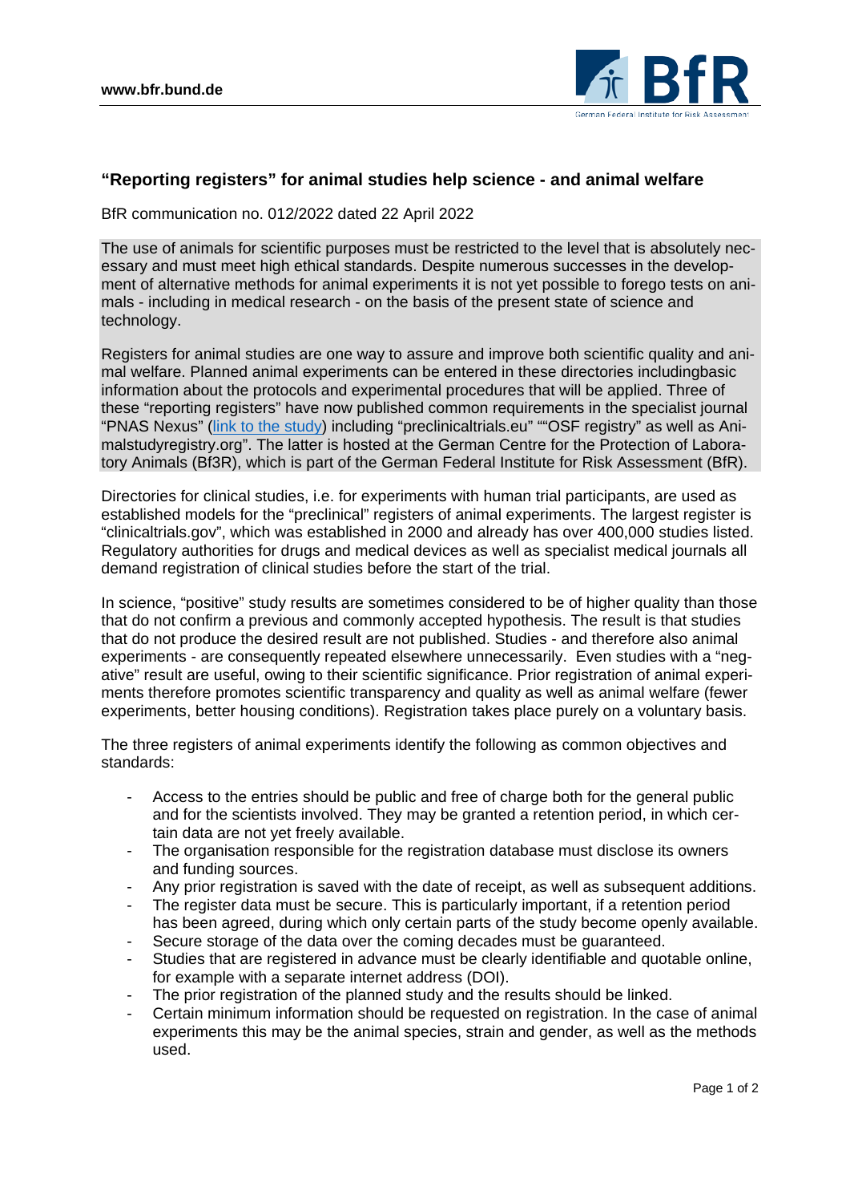# "Reporting registers" for animal studies help science - and animal welfare

BfR communication no. 012/2022 dated 22 April 2022

The use of animals for scientific purposes must be restricted to the level that is absolutely necessary and must meet high ethical standards. Despite numerous successes in the development of alternative methods for animal experiments it is not yet possible to forego tests on animals - including in medical research - on the basis of the present state of science and technology.

Registers for animal studies are one way to assure and improve both scientific quality and animal welfare. Planned animal experiments can be entered in these directories includingbasic information about the protocols and experimental procedures that will be applied. Three of these "reporting registers" have now published common requirements in the specialist journal "PNAS Nexus" (link to the study) including "preclinicaltrials.eu" ""OSF registry" as well as Animalstudyregistry.org". The latter is hosted at the German Centre for the Protection of Laboratory Animals (Bf3R), which is part of the German Federal Institute for Risk Assessment (BfR).

Directories for clinical studies, i.e. for experiments with human trial participants, are used as established models for the "preclinical" registers of animal experiments. The largest register is "clinicaltrials.gov", which was established in 2000 and already has over 400,000 studies listed. Regulatory authorities for drugs and medical devices as well as specialist medical journals all demand registration of clinical studies before the start of the trial.

In science, "positive" study results are sometimes considered to be of higher quality than those that do not confirm a previous and commonly accepted hypothesis. The result is that studies that do not produce the desired result are not published. Studies - and therefore also animal experiments - are consequently repeated elsewhere unnecessarily. Even studies with a "negative" result are useful, owing to their scientific significance. Prior registration of animal experiments therefore promotes scientific transparency and quality as well as animal welfare (fewer experiments, better housing conditions). Registration takes place purely on a voluntary basis.

The three registers of animal experiments identify the following as common objectives and standards:

- Access to the entries should be public and free of charge both for the general public and for the scientists involved. They may be granted a retention period, in which certain data are not yet freely available.
- The organisation responsible for the registration database must disclose its owners and funding sources.
- Any prior registration is saved with the date of receipt, as well as subsequent additions.
- The register data must be secure. This is particularly important, if a retention period has been agreed, during which only certain parts of the study become openly available.
- Secure storage of the data over the coming decades must be guaranteed.
- Studies that are registered in advance must be clearly identifiable and quotable online, for example with a separate internet address (DOI).
- The prior registration of the planned study and the results should be linked.
- Certain minimum information should be requested on registration. In the case of animal experiments this may be the animal species, strain and gender, as well as the methods used.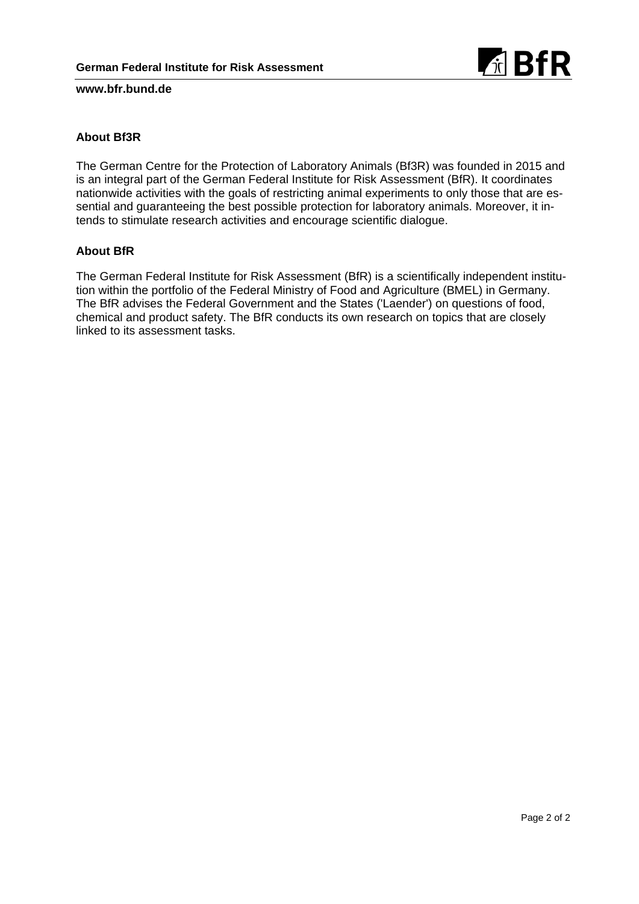## About Bf3R

The German Centre for the Protection of Laboratory Animals (Bf3R) was founded in 2015 and is an integral part of the German Federal Institute for Risk Assessment (BfR). It coordinates nationwide activities with the goals of restricting animal experiments to only those that are essential and guaranteeing the best possible protection for laboratory animals. Moreover, it intends to stimulate research activities and encourage scientific dialogue.

## About BfR

The German Federal Institute for Risk Assessment (BfR) is a scientifically independent institution within the portfolio of the Federal Ministry of Food and Agriculture (BMEL) in Germany. The BfR advises the Federal Government and the States ('Laender') on questions of food, chemical and product safety. The BfR conducts its own research on topics that are closely linked to its assessment tasks.